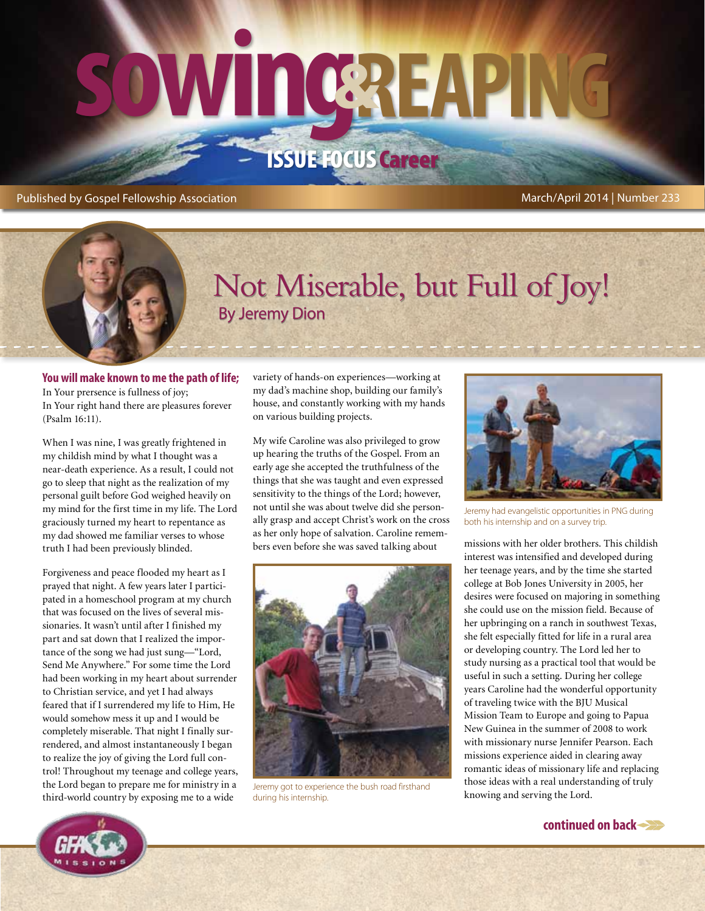# Sowing & Reaping

## ISSUE FOCUS Career

Published by Gospel Fellowship Association

March/April 2014 | Number 233

# Not Miserable, but Full of Joy!

## By Jeremy Dion

**You will make known to me the path of life;**
In Your prersence is fullness of joy;
In Your right hand there are pleasures forever
(Psalm 16:11).

When I was nine, I was greatly frightened in my childish mind by what I thought was a near-death experience. As a result, I could not go to sleep that night as the realization of my personal guilt before God weighed heavily on my mind for the first time in my life. The Lord graciously turned my heart to repentance as my dad showed me familiar verses to whose truth I had been previously blinded.

Forgiveness and peace flooded my heart as I prayed that night. A few years later I participated in a homeschool program at my church that was focused on the lives of several missionaries. It wasn't until after I finished my part and sat down that I realized the importance of the song we had just sung—"Lord, Send Me Anywhere." For some time the Lord had been working in my heart about surrender to Christian service, and yet I had always feared that if I surrendered my life to Him, He would somehow mess it up and I would be completely miserable. That night I finally surrendered, and almost instantaneously I began to realize the joy of giving the Lord full control! Throughout my teenage and college years, the Lord began to prepare me for ministry in a third-world country by exposing me to a wide variety of hands-on experiences—working at my dad's machine shop, building our family's house, and constantly working with my hands on various building projects.

My wife Caroline was also privileged to grow up hearing the truths of the Gospel. From an early age she accepted the truthfulness of the things that she was taught and even expressed sensitivity to the things of the Lord; however, not until she was about twelve did she personally grasp and accept Christ's work on the cross as her only hope of salvation. Caroline remembers even before she was saved talking about missions with her older brothers. This childish interest was intensified and developed during her teenage years, and by the time she started college at Bob Jones University in 2005, her desires were focused on majoring in something she could use on the mission field. Because of her upbringing on a ranch in southwest Texas, she felt especially fitted for life in a rural area or developing country. The Lord led her to study nursing as a practical tool that would be useful in such a setting. During her college years Caroline had the wonderful opportunity of traveling twice with the BJU Musical Mission Team to Europe and going to Papua New Guinea in the summer of 2008 to work with missionary nurse Jennifer Pearson. Each missions experience aided in clearing away romantic ideas of missionary life and replacing those ideas with a real understanding of truly knowing and serving the Lord.

Jeremy got to experience the bush road firsthand during his internship.

Jeremy had evangelistic opportunities in PNG during both his internship and on a survey trip.

**continued on back**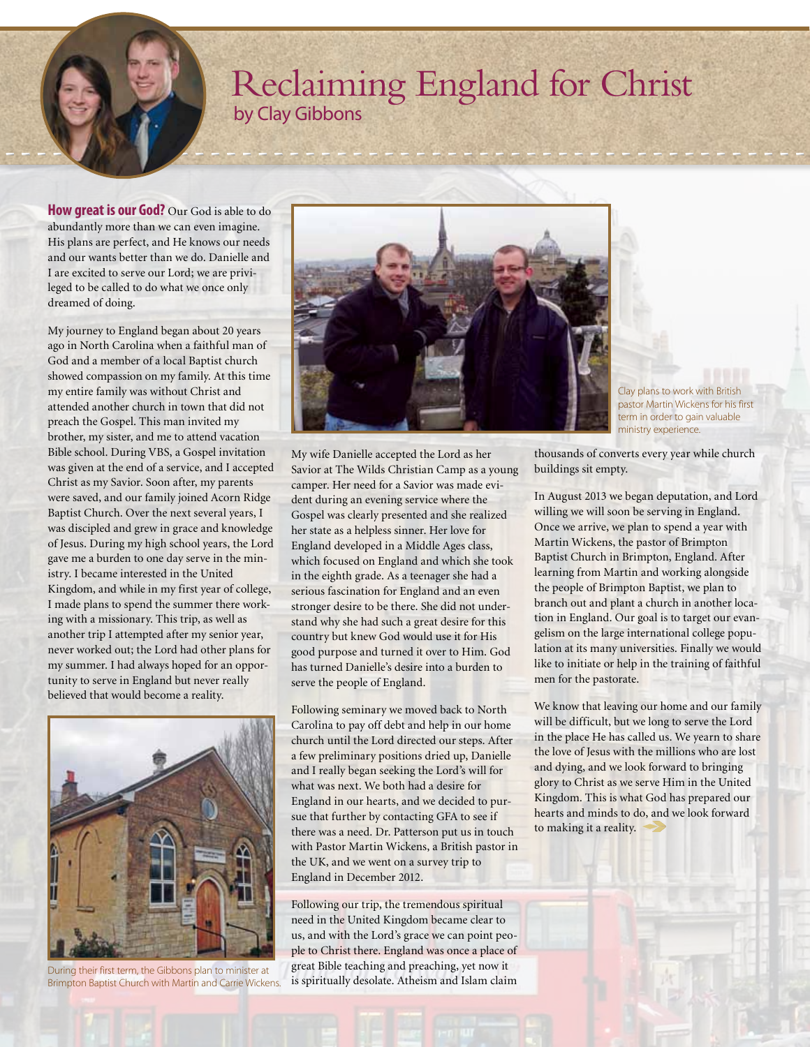# Reclaiming England for Christ

## by Clay Gibbons

**How great is our God?** Our God is able to do abundantly more than we can even imagine. His plans are perfect, and He knows our needs and our wants better than we do. Danielle and I are excited to serve our Lord; we are privileged to be called to do what we once only dreamed of doing.

My journey to England began about 20 years ago in North Carolina when a faithful man of God and a member of a local Baptist church showed compassion on my family. At this time my entire family was without Christ and attended another church in town that did not preach the Gospel. This man invited my brother, my sister, and me to attend vacation Bible school. During VBS, a Gospel invitation was given at the end of a service, and I accepted Christ as my Savior. Soon after, my parents were saved, and our family joined Acorn Ridge Baptist Church. Over the next several years, I was discipled and grew in grace and knowledge of Jesus. During my high school years, the Lord gave me a burden to one day serve in the ministry. I became interested in the United Kingdom, and while in my first year of college, I made plans to spend the summer there working with a missionary. This trip, as well as another trip I attempted after my senior year, never worked out; the Lord had other plans for my summer. I had always hoped for an opportunity to serve in England but never really believed that would become a reality.

During their first term, the Gibbons plan to minister at Brimpton Baptist Church with Martin and Carrie Wickens.

Clay plans to work with British pastor Martin Wickens for his first term in order to gain valuable ministry experience.

My wife Danielle accepted the Lord as her Savior at The Wilds Christian Camp as a young camper. Her need for a Savior was made evident during an evening service where the Gospel was clearly presented and she realized her state as a helpless sinner. Her love for England developed in a Middle Ages class, which focused on England and which she took in the eighth grade. As a teenager she had a serious fascination for England and an even stronger desire to be there. She did not understand why she had such a great desire for this country but knew God would use it for His good purpose and turned it over to Him. God has turned Danielle's desire into a burden to serve the people of England.

Following seminary we moved back to North Carolina to pay off debt and help in our home church until the Lord directed our steps. After a few preliminary positions dried up, Danielle and I really began seeking the Lord's will for what was next. We both had a desire for England in our hearts, and we decided to pursue that further by contacting GFA to see if there was a need. Dr. Patterson put us in touch with Pastor Martin Wickens, a British pastor in the UK, and we went on a survey trip to England in December 2012.

Following our trip, the tremendous spiritual need in the United Kingdom became clear to us, and with the Lord's grace we can point people to Christ there. England was once a place of great Bible teaching and preaching, yet now it is spiritually desolate. Atheism and Islam claim thousands of converts every year while church buildings sit empty.

In August 2013 we began deputation, and Lord willing we will soon be serving in England. Once we arrive, we plan to spend a year with Martin Wickens, the pastor of Brimpton Baptist Church in Brimpton, England. After learning from Martin and working alongside the people of Brimpton Baptist, we plan to branch out and plant a church in another location in England. Our goal is to target our evangelism on the large international college population at its many universities. Finally we would like to initiate or help in the training of faithful men for the pastorate.

We know that leaving our home and our family will be difficult, but we long to serve the Lord in the place He has called us. We yearn to share the love of Jesus with the millions who are lost and dying, and we look forward to bringing glory to Christ as we serve Him in the United Kingdom. This is what God has prepared our hearts and minds to do, and we look forward to making it a reality.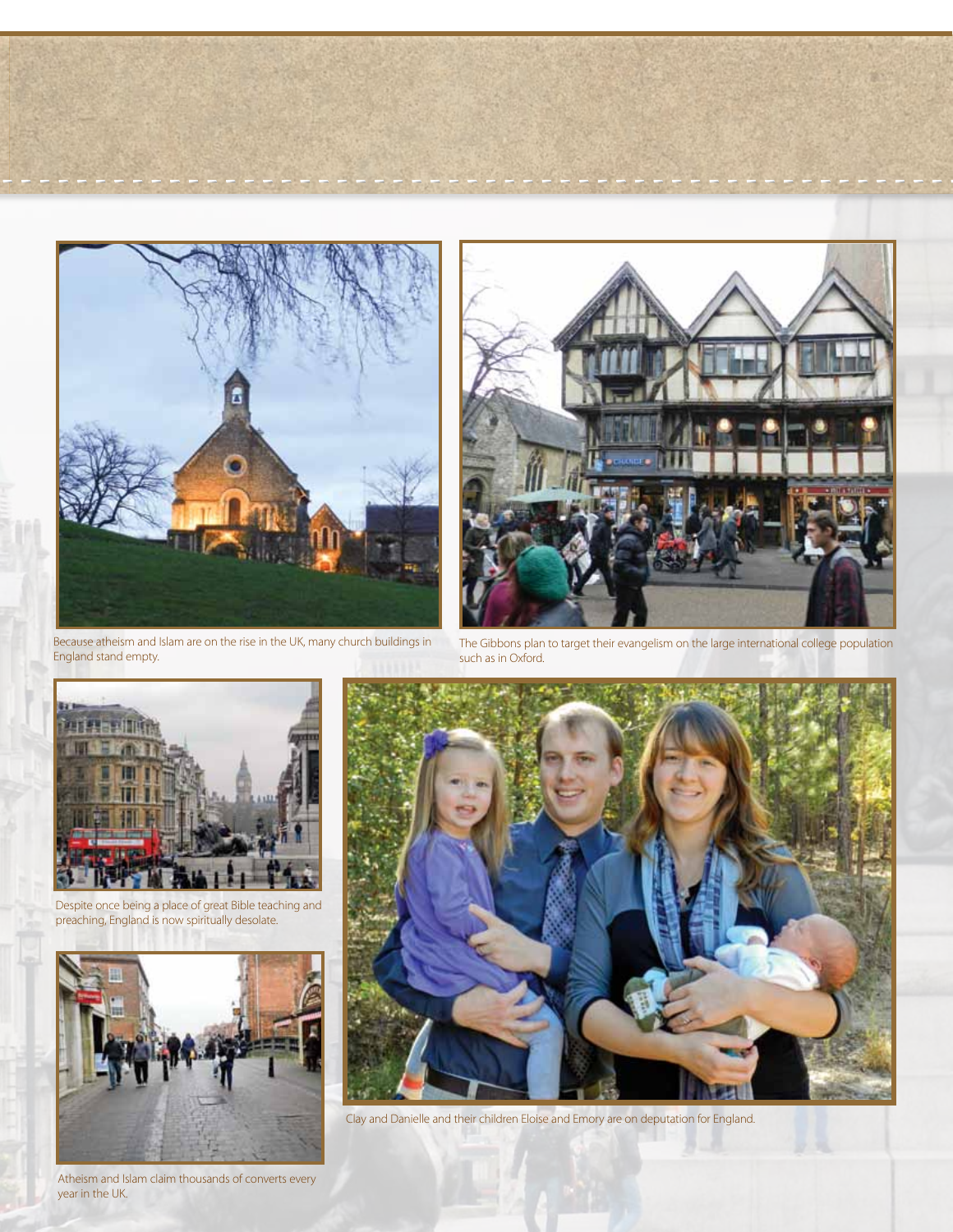Because atheism and Islam are on the rise in the UK, many church buildings in England stand empty.

The Gibbons plan to target their evangelism on the large international college population such as in Oxford.

Despite once being a place of great Bible teaching and preaching, England is now spiritually desolate.

Clay and Danielle and their children Eloise and Emory are on deputation for England.

Atheism and Islam claim thousands of converts every year in the UK.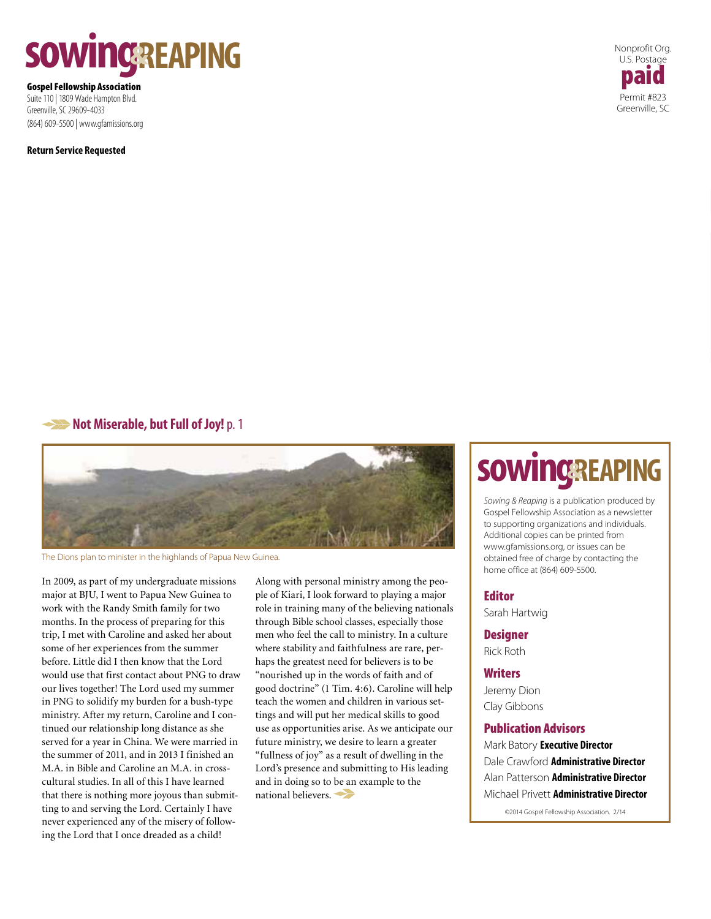# sowing&REAPING

**Gospel Fellowship Association**
Suite 110 | 1809 Wade Hampton Blvd.
Greenville, SC 29609-4033
(864) 609-5500 | www.gfamissions.org

**Return Service Requested**

Nonprofit Org.
U.S. Postage
**paid**
Permit #823
Greenville, SC

## Not Miserable, but Full of Joy! p. 1

The Dions plan to minister in the highlands of Papua New Guinea.

In 2009, as part of my undergraduate missions major at BJU, I went to Papua New Guinea to work with the Randy Smith family for two months. In the process of preparing for this trip, I met with Caroline and asked her about some of her experiences from the summer before. Little did I then know that the Lord would use that first contact about PNG to draw our lives together! The Lord used my summer in PNG to solidify my burden for a bush-type ministry. After my return, Caroline and I continued our relationship long distance as she served for a year in China. We were married in the summer of 2011, and in 2013 I finished an M.A. in Bible and Caroline an M.A. in cross-cultural studies. In all of this I have learned that there is nothing more joyous than submitting to and serving the Lord. Certainly I have never experienced any of the misery of following the Lord that I once dreaded as a child!

Along with personal ministry among the people of Kiari, I look forward to playing a major role in training many of the believing nationals through Bible school classes, especially those men who feel the call to ministry. In a culture where stability and faithfulness are rare, perhaps the greatest need for believers is to be "nourished up in the words of faith and of good doctrine" (1 Tim. 4:6). Caroline will help teach the women and children in various settings and will put her medical skills to good use as opportunities arise. As we anticipate our future ministry, we desire to learn a greater "fullness of joy" as a result of dwelling in the Lord's presence and submitting to His leading and in doing so to be an example to the national believers.

## sowing&REAPING

*Sowing & Reaping* is a publication produced by Gospel Fellowship Association as a newsletter to supporting organizations and individuals. Additional copies can be printed from www.gfamissions.org, or issues can be obtained free of charge by contacting the home office at (864) 609-5500.

### Editor
Sarah Hartwig

### Designer
Rick Roth

### Writers
Jeremy Dion
Clay Gibbons

### Publication Advisors
Mark Batory **Executive Director**
Dale Crawford **Administrative Director**
Alan Patterson **Administrative Director**
Michael Privett **Administrative Director**

©2014 Gospel Fellowship Association. 2/14